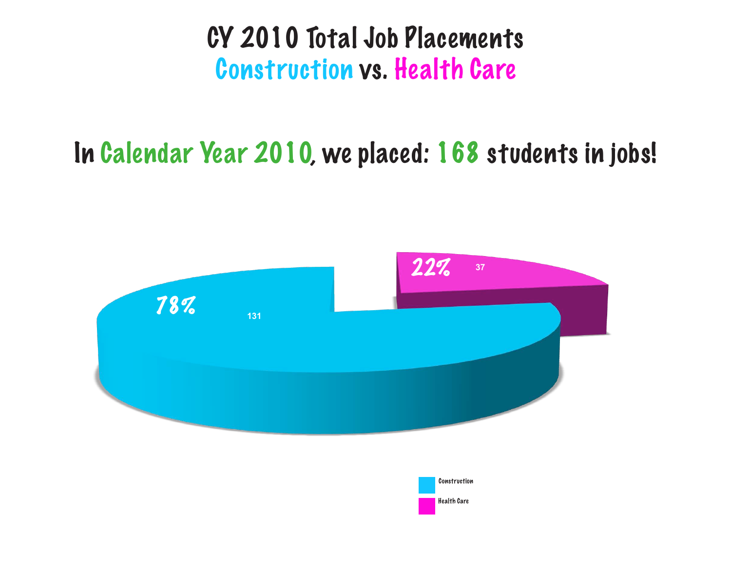# CY 2010 Total Job Placements

## Construction vs. Health Care

## In Calendar Year 2010, we placed: 168 students in jobs!

78% 131

22% 37

Construction

Health Care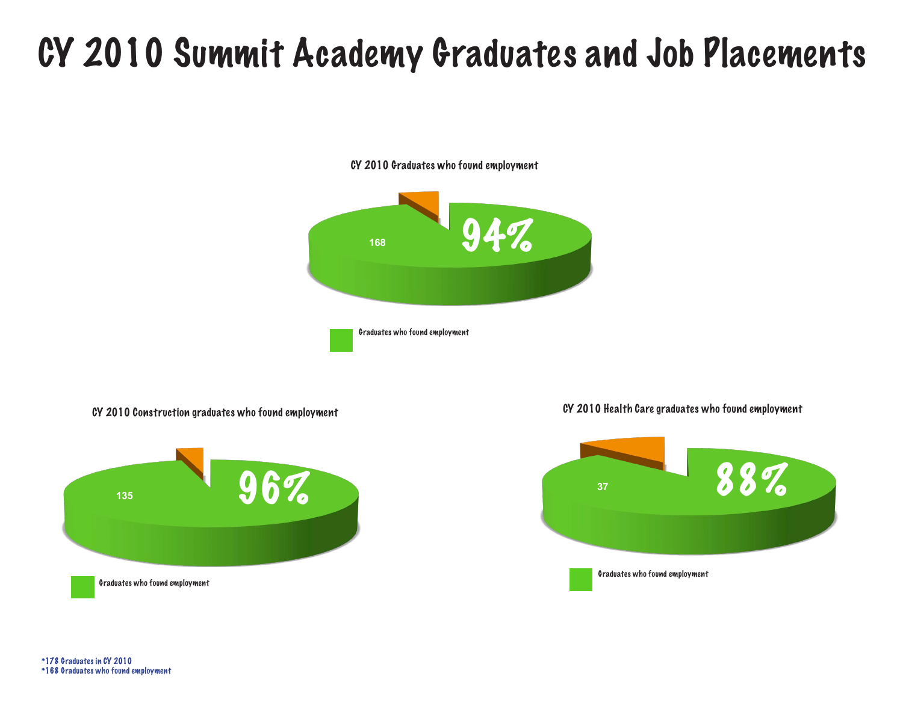# CY 2010 Summit Academy Graduates and Job Placements

### CY 2010 Graduates who found employment

168

94%

Graduates who found employment

### CY 2010 Construction graduates who found employment

135

96%

Graduates who found employment

### CY 2010 Health Care graduates who found employment

37

88%

Graduates who found employment

*178 Graduates in CY 2010
*168 Graduates who found employment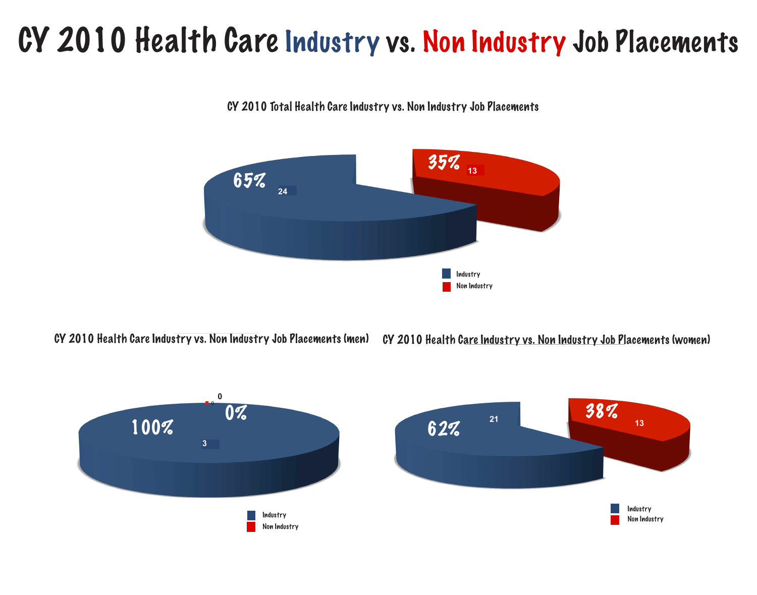# CY 2010 Health Care Industry vs. Non Industry Job Placements

### CY 2010 Total Health Care Industry vs. Non Industry Job Placements

| | Count | Percent |
|---|---|---|
| Industry | 24 | 65% |
| Non Industry | 13 | 35% |

### CY 2010 Health Care Industry vs. Non Industry Job Placements (men)

| | Count | Percent |
|---|---|---|
| Industry | 3 | 100% |
| Non Industry | 0 | 0% |

### CY 2010 Health Care Industry vs. Non Industry Job Placements (women)

| | Count | Percent |
|---|---|---|
| Industry | 21 | 62% |
| Non Industry | 13 | 38% |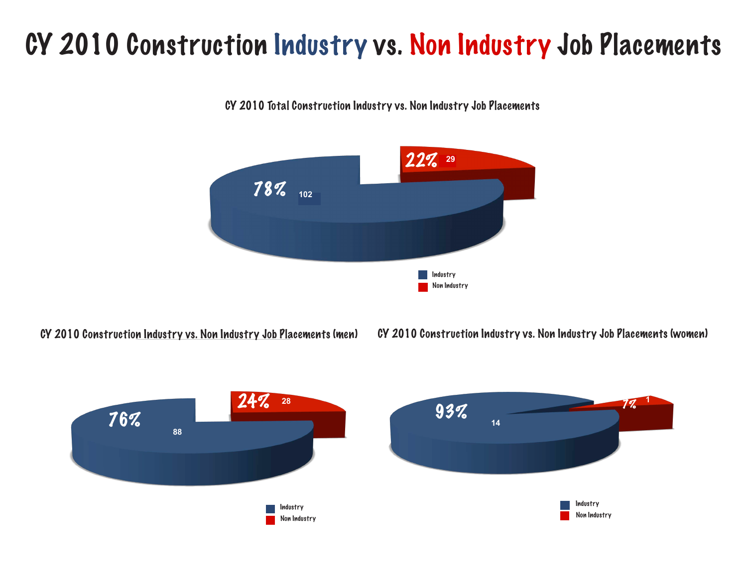# CY 2010 Construction Industry vs. Non Industry Job Placements

## CY 2010 Total Construction Industry vs. Non Industry Job Placements

78%
102
22%
29

Industry
Non Industry

## CY 2010 Construction Industry vs. Non Industry Job Placements (men)

76%
88
24%
28

Industry
Non Industry

## CY 2010 Construction Industry vs. Non Industry Job Placements (women)

93%
14
7%
1

Industry
Non Industry